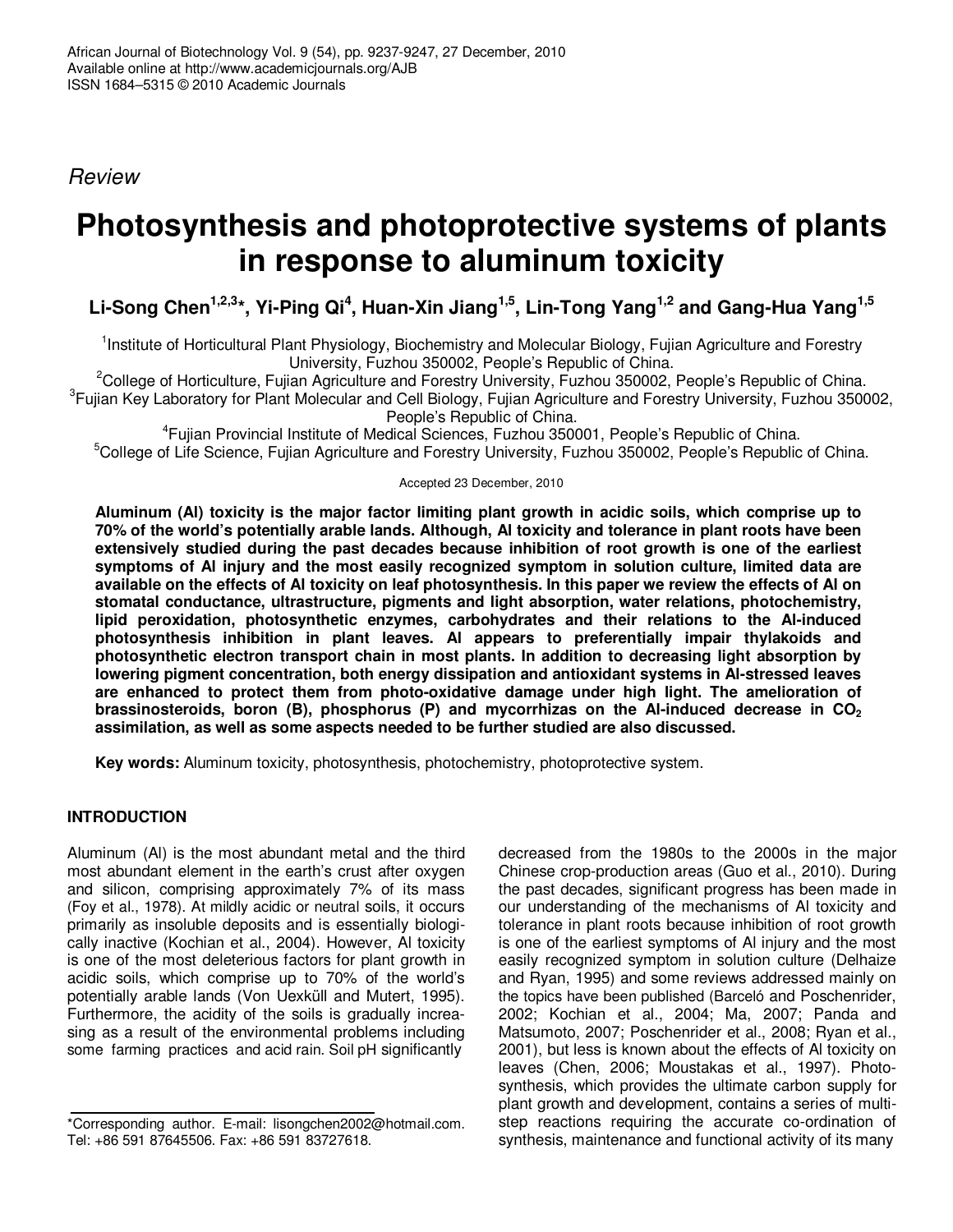*Review*

# Photosynthesis and photoprotective systems of plants in response to aluminum toxicity

**Li-Song Chen[1,2,3]*, Yi-Ping Qi[4], Huan-Xin Jiang[1,5], Lin-Tong Yang[1,2] and Gang-Hua Yang[1,5]**

[1]Institute of Horticultural Plant Physiology, Biochemistry and Molecular Biology, Fujian Agriculture and Forestry University, Fuzhou 350002, People's Republic of China.

[2]College of Horticulture, Fujian Agriculture and Forestry University, Fuzhou 350002, People's Republic of China.

[3]Fujian Key Laboratory for Plant Molecular and Cell Biology, Fujian Agriculture and Forestry University, Fuzhou 350002, People's Republic of China.

[4]Fujian Provincial Institute of Medical Sciences, Fuzhou 350001, People's Republic of China.

[5]College of Life Science, Fujian Agriculture and Forestry University, Fuzhou 350002, People's Republic of China.

Accepted 23 December, 2010

**Aluminum (Al) toxicity is the major factor limiting plant growth in acidic soils, which comprise up to 70% of the world's potentially arable lands. Although, Al toxicity and tolerance in plant roots have been extensively studied during the past decades because inhibition of root growth is one of the earliest symptoms of Al injury and the most easily recognized symptom in solution culture, limited data are available on the effects of Al toxicity on leaf photosynthesis. In this paper we review the effects of Al on stomatal conductance, ultrastructure, pigments and light absorption, water relations, photochemistry, lipid peroxidation, photosynthetic enzymes, carbohydrates and their relations to the Al-induced photosynthesis inhibition in plant leaves. Al appears to preferentially impair thylakoids and photosynthetic electron transport chain in most plants. In addition to decreasing light absorption by lowering pigment concentration, both energy dissipation and antioxidant systems in Al-stressed leaves are enhanced to protect them from photo-oxidative damage under high light. The amelioration of brassinosteroids, boron (B), phosphorus (P) and mycorrhizas on the Al-induced decrease in $CO_2$ assimilation, as well as some aspects needed to be further studied are also discussed.**

**Key words:** Aluminum toxicity, photosynthesis, photochemistry, photoprotective system.

## INTRODUCTION

Aluminum (Al) is the most abundant metal and the third most abundant element in the earth's crust after oxygen and silicon, comprising approximately 7% of its mass (Foy et al., 1978). At mildly acidic or neutral soils, it occurs primarily as insoluble deposits and is essentially biologically inactive (Kochian et al., 2004). However, Al toxicity is one of the most deleterious factors for plant growth in acidic soils, which comprise up to 70% of the world's potentially arable lands (Von Uexküll and Mutert, 1995). Furthermore, the acidity of the soils is gradually increasing as a result of the environmental problems including some farming practices and acid rain. Soil pH significantly decreased from the 1980s to the 2000s in the major Chinese crop-production areas (Guo et al., 2010). During the past decades, significant progress has been made in our understanding of the mechanisms of Al toxicity and tolerance in plant roots because inhibition of root growth is one of the earliest symptoms of Al injury and the most easily recognized symptom in solution culture (Delhaize and Ryan, 1995) and some reviews addressed mainly on the topics have been published (Barceló and Poschenrider, 2002; Kochian et al., 2004; Ma, 2007; Panda and Matsumoto, 2007; Poschenrider et al., 2008; Ryan et al., 2001), but less is known about the effects of Al toxicity on leaves (Chen, 2006; Moustakas et al., 1997). Photosynthesis, which provides the ultimate carbon supply for plant growth and development, contains a series of multi-step reactions requiring the accurate co-ordination of synthesis, maintenance and functional activity of its many

*Corresponding author. E-mail: lisongchen2002@hotmail.com. Tel: +86 591 87645506. Fax: +86 591 83727618.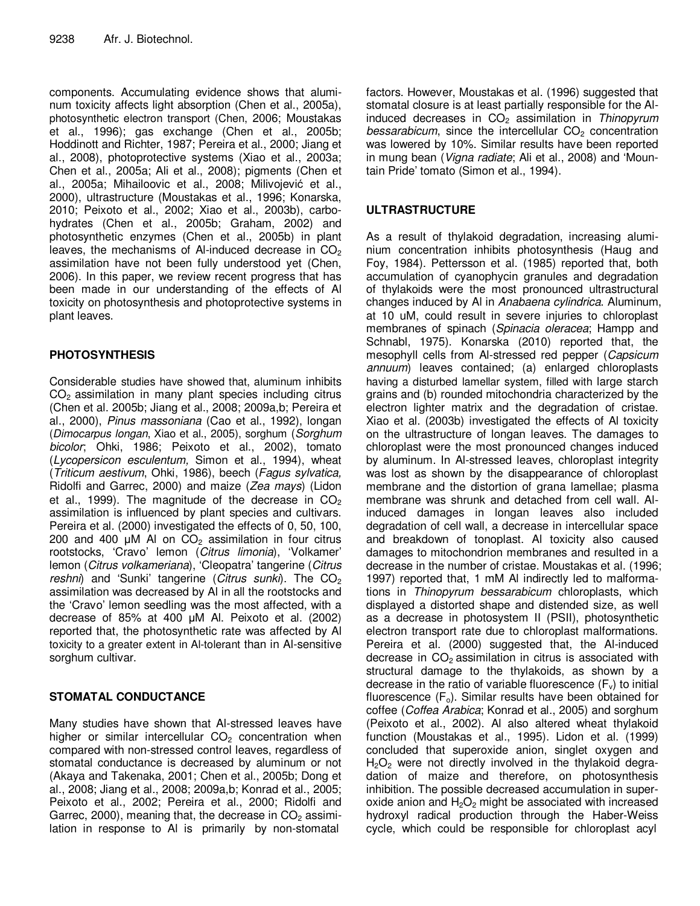components. Accumulating evidence shows that aluminum toxicity affects light absorption (Chen et al., 2005a), photosynthetic electron transport (Chen, 2006; Moustakas et al., 1996); gas exchange (Chen et al., 2005b; Hoddinott and Richter, 1987; Pereira et al., 2000; Jiang et al., 2008), photoprotective systems (Xiao et al., 2003a; Chen et al., 2005a; Ali et al., 2008); pigments (Chen et al., 2005a; Mihailoovic et al., 2008; Milivojević et al., 2000), ultrastructure (Moustakas et al., 1996; Konarska, 2010; Peixoto et al., 2002; Xiao et al., 2003b), carbohydrates (Chen et al., 2005b; Graham, 2002) and photosynthetic enzymes (Chen et al., 2005b) in plant leaves, the mechanisms of Al-induced decrease in $CO_2$ assimilation have not been fully understood yet (Chen, 2006). In this paper, we review recent progress that has been made in our understanding of the effects of Al toxicity on photosynthesis and photoprotective systems in plant leaves.

## PHOTOSYNTHESIS

Considerable studies have showed that, aluminum inhibits $CO_2$ assimilation in many plant species including citrus (Chen et al. 2005b; Jiang et al., 2008; 2009a,b; Pereira et al., 2000), *Pinus massoniana* (Cao et al., 1992), longan (*Dimocarpus longan*, Xiao et al., 2005), sorghum (*Sorghum bicolor*; Ohki, 1986; Peixoto et al., 2002), tomato (*Lycopersicon esculentum,* Simon et al., 1994), wheat (*Triticum aestivum*, Ohki, 1986), beech (*Fagus sylvatica,* Ridolfi and Garrec, 2000) and maize (*Zea mays*) (Lidon et al., 1999). The magnitude of the decrease in $CO_2$ assimilation is influenced by plant species and cultivars. Pereira et al. (2000) investigated the effects of 0, 50, 100, 200 and 400 µM Al on $CO_2$ assimilation in four citrus rootstocks, 'Cravo' lemon (*Citrus limonia*), 'Volkamer' lemon (*Citrus volkameriana*), 'Cleopatra' tangerine (*Citrus reshni*) and 'Sunki' tangerine (*Citrus sunki*). The $CO_2$ assimilation was decreased by Al in all the rootstocks and the 'Cravo' lemon seedling was the most affected, with a decrease of 85% at 400 µM Al. Peixoto et al. (2002) reported that, the photosynthetic rate was affected by Al toxicity to a greater extent in Al-tolerant than in Al-sensitive sorghum cultivar.

## STOMATAL CONDUCTANCE

Many studies have shown that Al-stressed leaves have higher or similar intercellular $CO_2$ concentration when compared with non-stressed control leaves, regardless of stomatal conductance is decreased by aluminum or not (Akaya and Takenaka, 2001; Chen et al., 2005b; Dong et al., 2008; Jiang et al., 2008; 2009a,b; Konrad et al., 2005; Peixoto et al., 2002; Pereira et al., 2000; Ridolfi and Garrec, 2000), meaning that, the decrease in $CO_2$ assimilation in response to Al is primarily by non-stomatal factors. However, Moustakas et al. (1996) suggested that stomatal closure is at least partially responsible for the Al-induced decreases in $CO_2$ assimilation in *Thinopyrum bessarabicum*, since the intercellular $CO_2$ concentration was lowered by 10%. Similar results have been reported in mung bean (*Vigna radiate*; Ali et al., 2008) and 'Mountain Pride' tomato (Simon et al., 1994).

## ULTRASTRUCTURE

As a result of thylakoid degradation, increasing aluminium concentration inhibits photosynthesis (Haug and Foy, 1984). Pettersson et al. (1985) reported that, both accumulation of cyanophycin granules and degradation of thylakoids were the most pronounced ultrastructural changes induced by Al in *Anabaena cylindrica*. Aluminum, at 10 uM, could result in severe injuries to chloroplast membranes of spinach (*Spinacia oleracea*; Hampp and Schnabl, 1975). Konarska (2010) reported that, the mesophyll cells from Al-stressed red pepper (*Capsicum annuum*) leaves contained; (a) enlarged chloroplasts having a disturbed lamellar system, filled with large starch grains and (b) rounded mitochondria characterized by the electron lighter matrix and the degradation of cristae. Xiao et al. (2003b) investigated the effects of Al toxicity on the ultrastructure of longan leaves. The damages to chloroplast were the most pronounced changes induced by aluminum. In Al-stressed leaves, chloroplast integrity was lost as shown by the disappearance of chloroplast membrane and the distortion of grana lamellae; plasma membrane was shrunk and detached from cell wall. Al-induced damages in longan leaves also included degradation of cell wall, a decrease in intercellular space and breakdown of tonoplast. Al toxicity also caused damages to mitochondrion membranes and resulted in a decrease in the number of cristae. Moustakas et al. (1996; 1997) reported that, 1 mM Al indirectly led to malformations in *Thinopyrum bessarabicum* chloroplasts, which displayed a distorted shape and distended size, as well as a decrease in photosystem II (PSII), photosynthetic electron transport rate due to chloroplast malformations. Pereira et al. (2000) suggested that, the Al-induced decrease in $CO_2$ assimilation in citrus is associated with structural damage to the thylakoids, as shown by a decrease in the ratio of variable fluorescence ($F_v$) to initial fluorescence ($F_o$). Similar results have been obtained for coffee (*Coffea Arabica*; Konrad et al., 2005) and sorghum (Peixoto et al., 2002). Al also altered wheat thylakoid function (Moustakas et al., 1995). Lidon et al. (1999) concluded that superoxide anion, singlet oxygen and $H_2O_2$ were not directly involved in the thylakoid degradation of maize and therefore, on photosynthesis inhibition. The possible decreased accumulation in superoxide anion and $H_2O_2$ might be associated with increased hydroxyl radical production through the Haber-Weiss cycle, which could be responsible for chloroplast acyl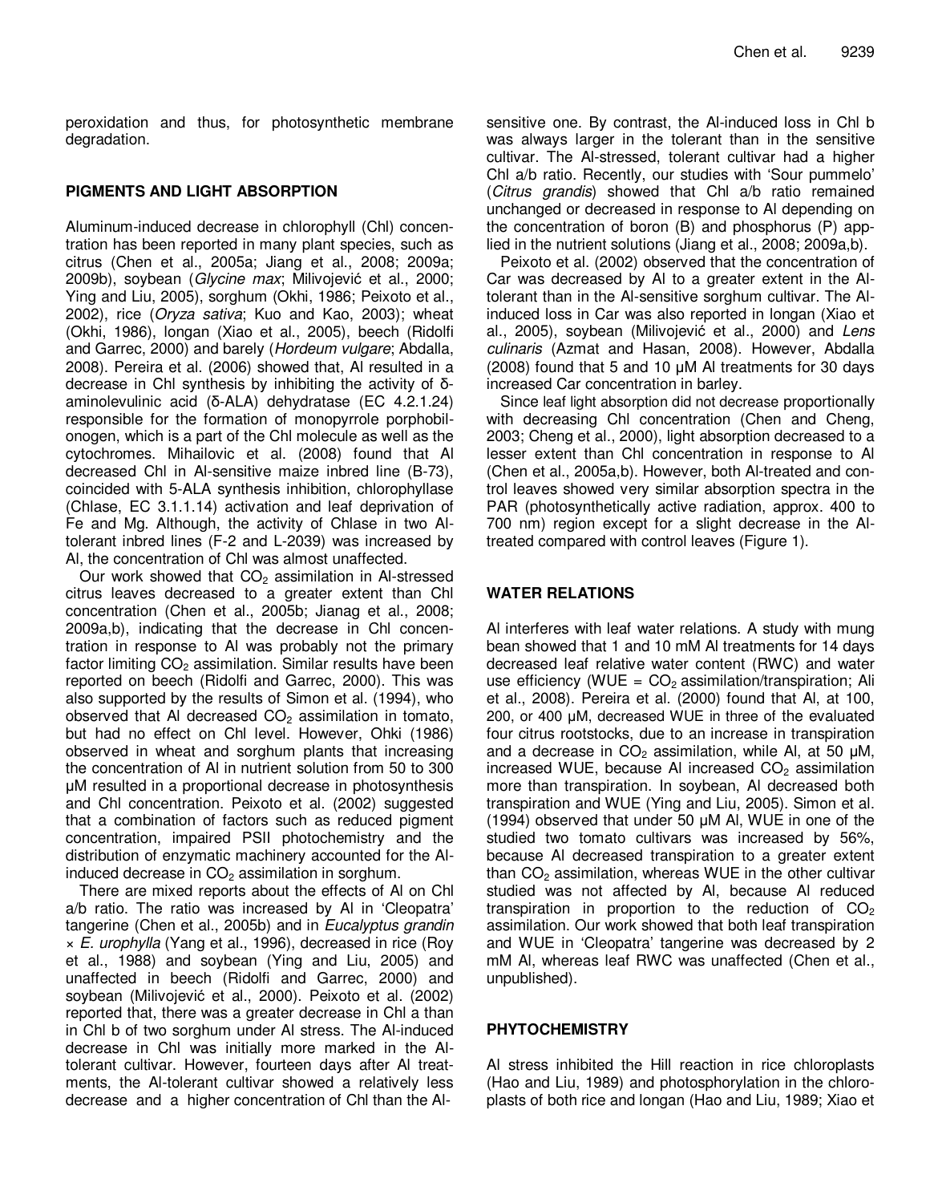peroxidation and thus, for photosynthetic membrane degradation.

## PIGMENTS AND LIGHT ABSORPTION

Aluminum-induced decrease in chlorophyll (Chl) concentration has been reported in many plant species, such as citrus (Chen et al., 2005a; Jiang et al., 2008; 2009a; 2009b), soybean (*Glycine max*; Milivojević et al., 2000; Ying and Liu, 2005), sorghum (Okhi, 1986; Peixoto et al., 2002), rice (*Oryza sativa*; Kuo and Kao, 2003); wheat (Okhi, 1986), longan (Xiao et al., 2005), beech (Ridolfi and Garrec, 2000) and barely (*Hordeum vulgare*; Abdalla, 2008). Pereira et al. (2006) showed that, Al resulted in a decrease in Chl synthesis by inhibiting the activity of δ-aminolevulinic acid (δ-ALA) dehydratase (EC 4.2.1.24) responsible for the formation of monopyrrole porphobilonogen, which is a part of the Chl molecule as well as the cytochromes. Mihailovic et al. (2008) found that Al decreased Chl in Al-sensitive maize inbred line (B-73), coincided with 5-ALA synthesis inhibition, chlorophyllase (Chlase, EC 3.1.1.14) activation and leaf deprivation of Fe and Mg. Although, the activity of Chlase in two Al-tolerant inbred lines (F-2 and L-2039) was increased by Al, the concentration of Chl was almost unaffected.

Our work showed that $CO_2$ assimilation in Al-stressed citrus leaves decreased to a greater extent than Chl concentration (Chen et al., 2005b; Jianag et al., 2008; 2009a,b), indicating that the decrease in Chl concentration in response to Al was probably not the primary factor limiting $CO_2$ assimilation. Similar results have been reported on beech (Ridolfi and Garrec, 2000). This was also supported by the results of Simon et al. (1994), who observed that Al decreased $CO_2$ assimilation in tomato, but had no effect on Chl level. However, Ohki (1986) observed in wheat and sorghum plants that increasing the concentration of Al in nutrient solution from 50 to 300 μM resulted in a proportional decrease in photosynthesis and Chl concentration. Peixoto et al. (2002) suggested that a combination of factors such as reduced pigment concentration, impaired PSII photochemistry and the distribution of enzymatic machinery accounted for the Al-induced decrease in $CO_2$ assimilation in sorghum.

There are mixed reports about the effects of Al on Chl a/b ratio. The ratio was increased by Al in 'Cleopatra' tangerine (Chen et al., 2005b) and in *Eucalyptus grandin* × *E. urophylla* (Yang et al., 1996), decreased in rice (Roy et al., 1988) and soybean (Ying and Liu, 2005) and unaffected in beech (Ridolfi and Garrec, 2000) and soybean (Milivojević et al., 2000). Peixoto et al. (2002) reported that, there was a greater decrease in Chl a than in Chl b of two sorghum under Al stress. The Al-induced decrease in Chl was initially more marked in the Al-tolerant cultivar. However, fourteen days after Al treatments, the Al-tolerant cultivar showed a relatively less decrease and a higher concentration of Chl than the Al-sensitive one. By contrast, the Al-induced loss in Chl b was always larger in the tolerant than in the sensitive cultivar. The Al-stressed, tolerant cultivar had a higher Chl a/b ratio. Recently, our studies with 'Sour pummelo' (*Citrus grandis*) showed that Chl a/b ratio remained unchanged or decreased in response to Al depending on the concentration of boron (B) and phosphorus (P) applied in the nutrient solutions (Jiang et al., 2008; 2009a,b).

Peixoto et al. (2002) observed that the concentration of Car was decreased by Al to a greater extent in the Al-tolerant than in the Al-sensitive sorghum cultivar. The Al-induced loss in Car was also reported in longan (Xiao et al., 2005), soybean (Milivojević et al., 2000) and *Lens culinaris* (Azmat and Hasan, 2008). However, Abdalla (2008) found that 5 and 10 μM Al treatments for 30 days increased Car concentration in barley.

Since leaf light absorption did not decrease proportionally with decreasing Chl concentration (Chen and Cheng, 2003; Cheng et al., 2000), light absorption decreased to a lesser extent than Chl concentration in response to Al (Chen et al., 2005a,b). However, both Al-treated and control leaves showed very similar absorption spectra in the PAR (photosynthetically active radiation, approx. 400 to 700 nm) region except for a slight decrease in the Al-treated compared with control leaves (Figure 1).

## WATER RELATIONS

Al interferes with leaf water relations. A study with mung bean showed that 1 and 10 mM Al treatments for 14 days decreased leaf relative water content (RWC) and water use efficiency (WUE = $CO_2$ assimilation/transpiration; Ali et al., 2008). Pereira et al. (2000) found that Al, at 100, 200, or 400 μM, decreased WUE in three of the evaluated four citrus rootstocks, due to an increase in transpiration and a decrease in $CO_2$ assimilation, while Al, at 50 μM, increased WUE, because Al increased $CO_2$ assimilation more than transpiration. In soybean, Al decreased both transpiration and WUE (Ying and Liu, 2005). Simon et al. (1994) observed that under 50 μM Al, WUE in one of the studied two tomato cultivars was increased by 56%, because Al decreased transpiration to a greater extent than $CO_2$ assimilation, whereas WUE in the other cultivar studied was not affected by Al, because Al reduced transpiration in proportion to the reduction of $CO_2$ assimilation. Our work showed that both leaf transpiration and WUE in 'Cleopatra' tangerine was decreased by 2 mM Al, whereas leaf RWC was unaffected (Chen et al., unpublished).

## PHYTOCHEMISTRY

Al stress inhibited the Hill reaction in rice chloroplasts (Hao and Liu, 1989) and photosphorylation in the chloroplasts of both rice and longan (Hao and Liu, 1989; Xiao et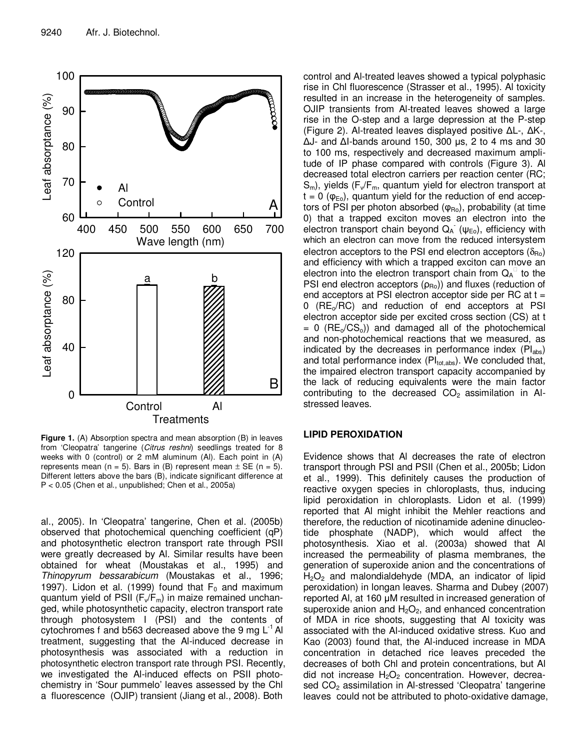**Figure 1.** (A) Absorption spectra and mean absorption (B) in leaves from 'Cleopatra' tangerine (*Citrus reshni*) seedlings treated for 8 weeks with 0 (control) or 2 mM aluminum (Al). Each point in (A) represents mean (n = 5). Bars in (B) represent mean ± SE (n = 5). Different letters above the bars (B), indicate significant difference at P < 0.05 (Chen et al., unpublished; Chen et al., 2005a)

al., 2005). In 'Cleopatra' tangerine, Chen et al. (2005b) observed that photochemical quenching coefficient (qP) and photosynthetic electron transport rate through PSII were greatly decreased by Al. Similar results have been obtained for wheat (Moustakas et al., 1995) and *Thinopyrum bessarabicum* (Moustakas et al., 1996; 1997). Lidon et al. (1999) found that $F_0$ and maximum quantum yield of PSII ($F_v/F_m$) in maize remained unchanged, while photosynthetic capacity, electron transport rate through photosystem I (PSI) and the contents of cytochromes f and b563 decreased above the 9 mg $L^{-1}$ Al treatment, suggesting that the Al-induced decrease in photosynthesis was associated with a reduction in photosynthetic electron transport rate through PSI. Recently, we investigated the Al-induced effects on PSII photochemistry in 'Sour pummelo' leaves assessed by the Chl a fluorescence (OJIP) transient (Jiang et al., 2008). Both control and Al-treated leaves showed a typical polyphasic rise in Chl fluorescence (Strasser et al., 1995). Al toxicity resulted in an increase in the heterogeneity of samples. OJIP transients from Al-treated leaves showed a large rise in the O-step and a large depression at the P-step (Figure 2). Al-treated leaves displayed positive ΔL-, ΔK-, ΔJ- and ΔI-bands around 150, 300 µs, 2 to 4 ms and 30 to 100 ms, respectively and decreased maximum amplitude of IP phase compared with controls (Figure 3). Al decreased total electron carriers per reaction center (RC; $S_m$), yields ($F_v/F_m$, quantum yield for electron transport at t = 0 ($\varphi_{Eo}$), quantum yield for the reduction of end acceptors of PSI per photon absorbed ($\varphi_{Ro}$), probability (at time 0) that a trapped exciton moves an electron into the electron transport chain beyond $Q_A^-$ ($\psi_{Eo}$), efficiency with which an electron can move from the reduced intersystem electron acceptors to the PSI end electron acceptors ($\delta_{Ro}$) and efficiency with which a trapped exciton can move an electron into the electron transport chain from $Q_A^-$ to the PSI end electron acceptors ($\rho_{Ro}$)) and fluxes (reduction of end acceptors at PSI electron acceptor side per RC at t = 0 ($RE_o/RC$) and reduction of end acceptors at PSI electron acceptor side per excited cross section (CS) at t = 0 ($RE_o/CS_o$)) and damaged all of the photochemical and non-photochemical reactions that we measured, as indicated by the decreases in performance index ($PI_{abs}$) and total performance index ($PI_{tot,abs}$). We concluded that, the impaired electron transport capacity accompanied by the lack of reducing equivalents were the main factor contributing to the decreased $CO_2$ assimilation in Al-stressed leaves.

## LIPID PEROXIDATION

Evidence shows that Al decreases the rate of electron transport through PSI and PSII (Chen et al., 2005b; Lidon et al., 1999). This definitely causes the production of reactive oxygen species in chloroplasts, thus, inducing lipid peroxidation in chloroplasts. Lidon et al. (1999) reported that Al might inhibit the Mehler reactions and therefore, the reduction of nicotinamide adenine dinucleotide phosphate (NADP), which would affect the photosynthesis. Xiao et al. (2003a) showed that Al increased the permeability of plasma membranes, the generation of superoxide anion and the concentrations of $H_2O_2$ and malondialdehyde (MDA, an indicator of lipid peroxidation) in longan leaves. Sharma and Dubey (2007) reported Al, at 160 µM resulted in increased generation of superoxide anion and $H_2O_2$, and enhanced concentration of MDA in rice shoots, suggesting that Al toxicity was associated with the Al-induced oxidative stress. Kuo and Kao (2003) found that, the Al-induced increase in MDA concentration in detached rice leaves preceded the decreases of both Chl and protein concentrations, but Al did not increase $H_2O_2$ concentration. However, decreased $CO_2$ assimilation in Al-stressed 'Cleopatra' tangerine leaves could not be attributed to photo-oxidative damage,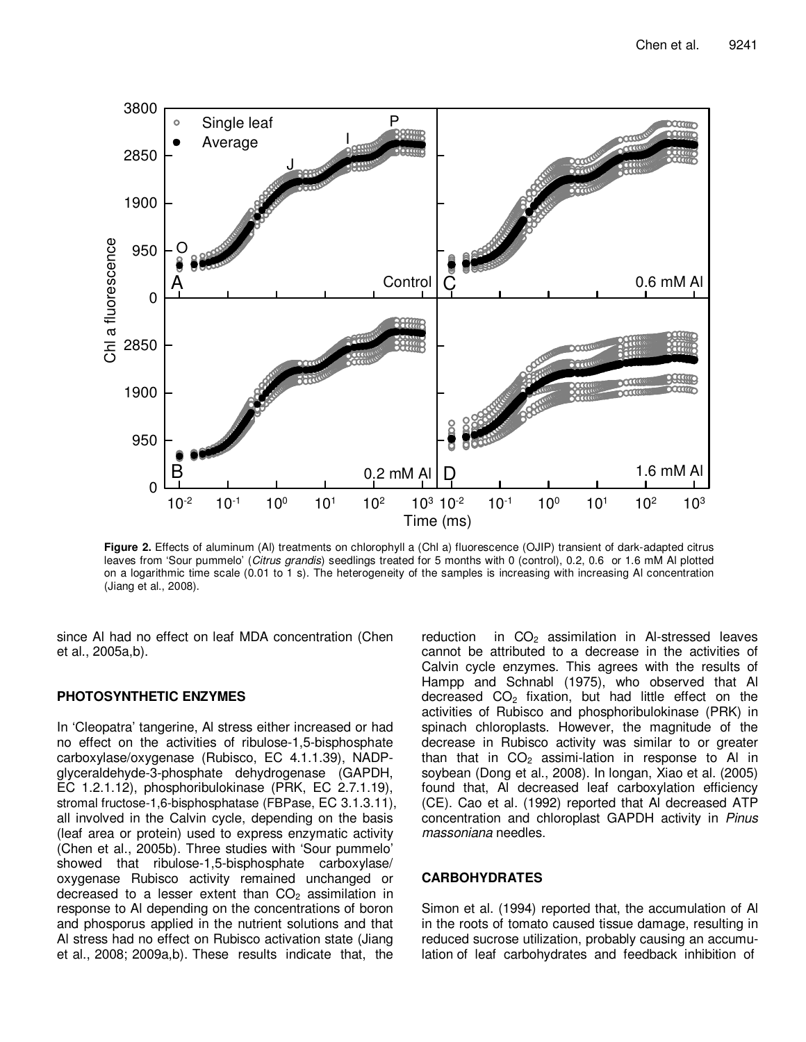**Figure 2.** Effects of aluminum (Al) treatments on chlorophyll a (Chl a) fluorescence (OJIP) transient of dark-adapted citrus leaves from 'Sour pummelo' (*Citrus grandis*) seedlings treated for 5 months with 0 (control), 0.2, 0.6 or 1.6 mM Al plotted on a logarithmic time scale (0.01 to 1 s). The heterogeneity of the samples is increasing with increasing Al concentration (Jiang et al., 2008).

since Al had no effect on leaf MDA concentration (Chen et al., 2005a,b).

## PHOTOSYNTHETIC ENZYMES

In 'Cleopatra' tangerine, Al stress either increased or had no effect on the activities of ribulose-1,5-bisphosphate carboxylase/oxygenase (Rubisco, EC 4.1.1.39), NADP-glyceraldehyde-3-phosphate dehydrogenase (GAPDH, EC 1.2.1.12), phosphoribulokinase (PRK, EC 2.7.1.19), stromal fructose-1,6-bisphosphatase (FBPase, EC 3.1.3.11), all involved in the Calvin cycle, depending on the basis (leaf area or protein) used to express enzymatic activity (Chen et al., 2005b). Three studies with 'Sour pummelo' showed that ribulose-1,5-bisphosphate carboxylase/oxygenase Rubisco activity remained unchanged or decreased to a lesser extent than $CO_2$ assimilation in response to Al depending on the concentrations of boron and phosporus applied in the nutrient solutions and that Al stress had no effect on Rubisco activation state (Jiang et al., 2008; 2009a,b). These results indicate that, the reduction in $CO_2$ assimilation in Al-stressed leaves cannot be attributed to a decrease in the activities of Calvin cycle enzymes. This agrees with the results of Hampp and Schnabl (1975), who observed that Al decreased $CO_2$ fixation, but had little effect on the activities of Rubisco and phosphoribulokinase (PRK) in spinach chloroplasts. However, the magnitude of the decrease in Rubisco activity was similar to or greater than that in $CO_2$ assimi-lation in response to Al in soybean (Dong et al., 2008). In longan, Xiao et al. (2005) found that, Al decreased leaf carboxylation efficiency (CE). Cao et al. (1992) reported that Al decreased ATP concentration and chloroplast GAPDH activity in *Pinus massoniana* needles.

## CARBOHYDRATES

Simon et al. (1994) reported that, the accumulation of Al in the roots of tomato caused tissue damage, resulting in reduced sucrose utilization, probably causing an accumulation of leaf carbohydrates and feedback inhibition of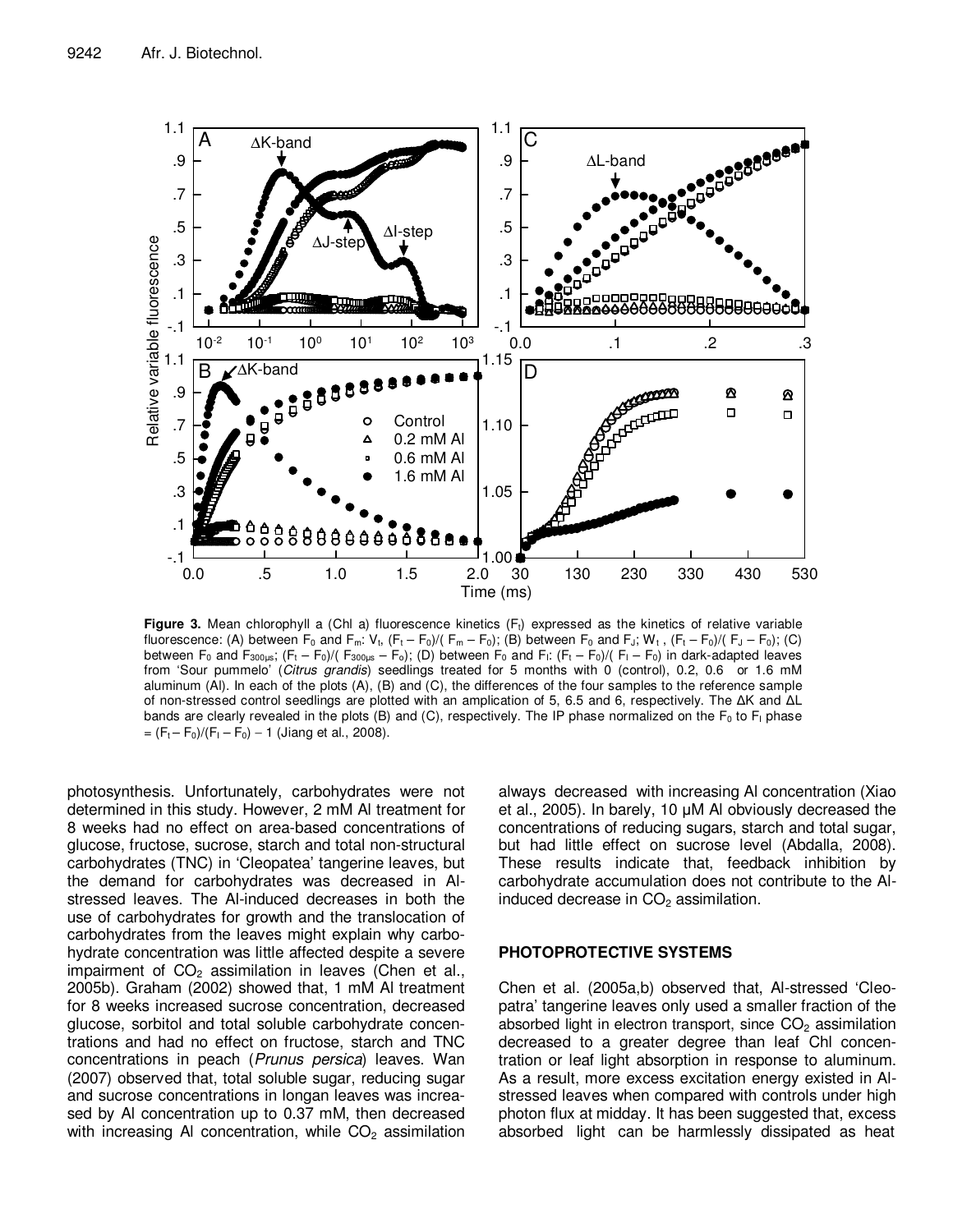**Figure 3.** Mean chlorophyll a (Chl a) fluorescence kinetics ($F_t$) expressed as the kinetics of relative variable fluorescence: (A) between $F_0$ and $F_m$: $V_t$, $(F_t – F_0)/(F_m – F_0)$; (B) between $F_0$ and $F_J$: $W_t$, $(F_t – F_0)/(F_J – F_0)$; (C) between $F_0$ and $F_{300\mu s}$; $(F_t – F_0)/(F_{300\mu s} – F_0)$; (D) between $F_0$ and $F_I$: $(F_t – F_0)/(F_I – F_0)$ in dark-adapted leaves from 'Sour pummelo' (*Citrus grandis*) seedlings treated for 5 months with 0 (control), 0.2, 0.6 or 1.6 mM aluminum (Al). In each of the plots (A), (B) and (C), the differences of the four samples to the reference sample of non-stressed control seedlings are plotted with an amplication of 5, 6.5 and 6, respectively. The ΔK and ΔL bands are clearly revealed in the plots (B) and (C), respectively. The IP phase normalized on the $F_0$ to $F_I$ phase = $(F_t – F_0)/(F_I – F_0) – 1$ (Jiang et al., 2008).

photosynthesis. Unfortunately, carbohydrates were not determined in this study. However, 2 mM Al treatment for 8 weeks had no effect on area-based concentrations of glucose, fructose, sucrose, starch and total non-structural carbohydrates (TNC) in 'Cleopatea' tangerine leaves, but the demand for carbohydrates was decreased in Al-stressed leaves. The Al-induced decreases in both the use of carbohydrates for growth and the translocation of carbohydrates from the leaves might explain why carbohydrate concentration was little affected despite a severe impairment of $CO_2$ assimilation in leaves (Chen et al., 2005b). Graham (2002) showed that, 1 mM Al treatment for 8 weeks increased sucrose concentration, decreased glucose, sorbitol and total soluble carbohydrate concentrations and had no effect on fructose, starch and TNC concentrations in peach (*Prunus persica*) leaves. Wan (2007) observed that, total soluble sugar, reducing sugar and sucrose concentrations in longan leaves was increased by Al concentration up to 0.37 mM, then decreased with increasing Al concentration, while $CO_2$ assimilation always decreased with increasing Al concentration (Xiao et al., 2005). In barely, 10 μM Al obviously decreased the concentrations of reducing sugars, starch and total sugar, but had little effect on sucrose level (Abdalla, 2008). These results indicate that, feedback inhibition by carbohydrate accumulation does not contribute to the Al-induced decrease in $CO_2$ assimilation.

## PHOTOPROTECTIVE SYSTEMS

Chen et al. (2005a,b) observed that, Al-stressed 'Cleopatra' tangerine leaves only used a smaller fraction of the absorbed light in electron transport, since $CO_2$ assimilation decreased to a greater degree than leaf Chl concentration or leaf light absorption in response to aluminum. As a result, more excess excitation energy existed in Al-stressed leaves when compared with controls under high photon flux at midday. It has been suggested that, excess absorbed light can be harmlessly dissipated as heat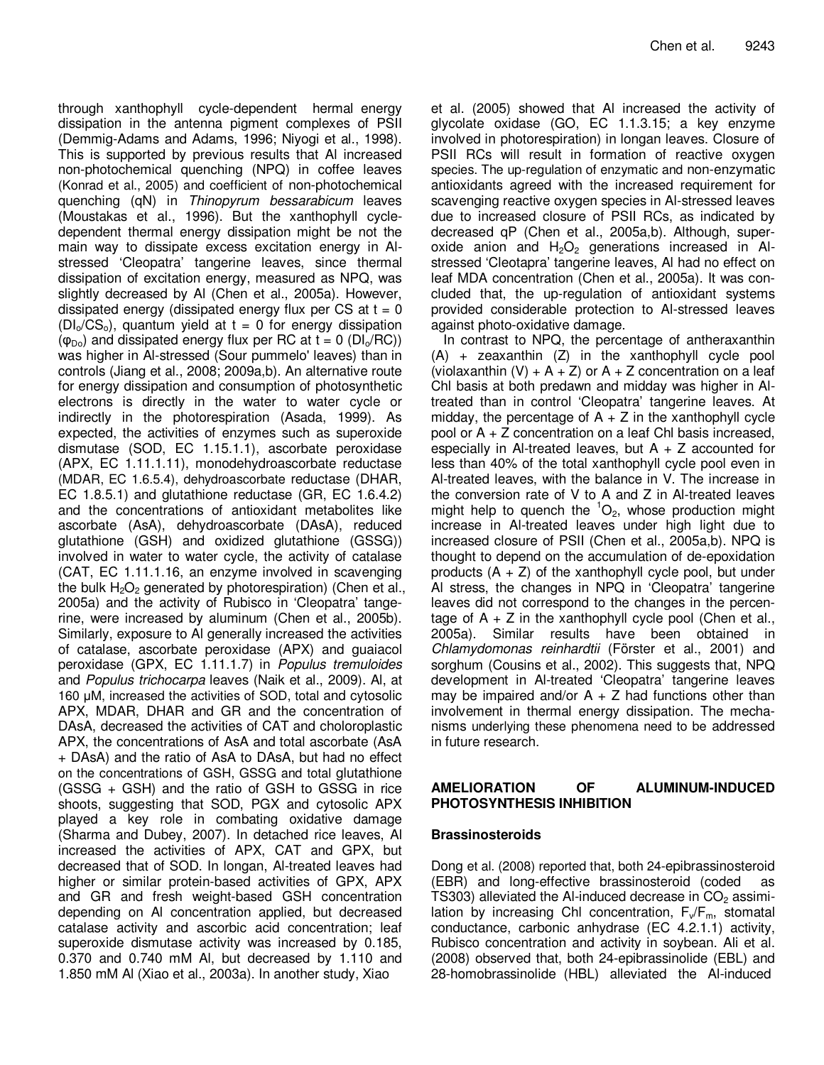through xanthophyll cycle-dependent hermal energy dissipation in the antenna pigment complexes of PSII (Demmig-Adams and Adams, 1996; Niyogi et al., 1998). This is supported by previous results that Al increased non-photochemical quenching (NPQ) in coffee leaves (Konrad et al., 2005) and coefficient of non-photochemical quenching (qN) in *Thinopyrum bessarabicum* leaves (Moustakas et al., 1996). But the xanthophyll cycle-dependent thermal energy dissipation might be not the main way to dissipate excess excitation energy in Al-stressed 'Cleopatra' tangerine leaves, since thermal dissipation of excitation energy, measured as NPQ, was slightly decreased by Al (Chen et al., 2005a). However, dissipated energy (dissipated energy flux per CS at t = 0 ($DI_o/CS_o$), quantum yield at t = 0 for energy dissipation ($\varphi_{Do}$) and dissipated energy flux per RC at t = 0 ($DI_o/RC$)) was higher in Al-stressed (Sour pummelo' leaves) than in controls (Jiang et al., 2008; 2009a,b). An alternative route for energy dissipation and consumption of photosynthetic electrons is directly in the water to water cycle or indirectly in the photorespiration (Asada, 1999). As expected, the activities of enzymes such as superoxide dismutase (SOD, EC 1.15.1.1), ascorbate peroxidase (APX, EC 1.11.1.11), monodehydroascorbate reductase (MDAR, EC 1.6.5.4), dehydroascorbate reductase (DHAR, EC 1.8.5.1) and glutathione reductase (GR, EC 1.6.4.2) and the concentrations of antioxidant metabolites like ascorbate (AsA), dehydroascorbate (DAsA), reduced glutathione (GSH) and oxidized glutathione (GSSG)) involved in water to water cycle, the activity of catalase (CAT, EC 1.11.1.16, an enzyme involved in scavenging the bulk $H_2O_2$ generated by photorespiration) (Chen et al., 2005a) and the activity of Rubisco in 'Cleopatra' tangerine, were increased by aluminum (Chen et al., 2005b). Similarly, exposure to Al generally increased the activities of catalase, ascorbate peroxidase (APX) and guaiacol peroxidase (GPX, EC 1.11.1.7) in *Populus tremuloides* and *Populus trichocarpa* leaves (Naik et al., 2009). Al, at 160 μM, increased the activities of SOD, total and cytosolic APX, MDAR, DHAR and GR and the concentration of DAsA, decreased the activities of CAT and choloroplastic APX, the concentrations of AsA and total ascorbate (AsA + DAsA) and the ratio of AsA to DAsA, but had no effect on the concentrations of GSH, GSSG and total glutathione (GSSG + GSH) and the ratio of GSH to GSSG in rice shoots, suggesting that SOD, PGX and cytosolic APX played a key role in combating oxidative damage (Sharma and Dubey, 2007). In detached rice leaves, Al increased the activities of APX, CAT and GPX, but decreased that of SOD. In longan, Al-treated leaves had higher or similar protein-based activities of GPX, APX and GR and fresh weight-based GSH concentration depending on Al concentration applied, but decreased catalase activity and ascorbic acid concentration; leaf superoxide dismutase activity was increased by 0.185, 0.370 and 0.740 mM Al, but decreased by 1.110 and 1.850 mM Al (Xiao et al., 2003a). In another study, Xiao et al. (2005) showed that Al increased the activity of glycolate oxidase (GO, EC 1.1.3.15; a key enzyme involved in photorespiration) in longan leaves. Closure of PSII RCs will result in formation of reactive oxygen species. The up-regulation of enzymatic and non-enzymatic antioxidants agreed with the increased requirement for scavenging reactive oxygen species in Al-stressed leaves due to increased closure of PSII RCs, as indicated by decreased qP (Chen et al., 2005a,b). Although, superoxide anion and $H_2O_2$ generations increased in Al-stressed 'Cleotapra' tangerine leaves, Al had no effect on leaf MDA concentration (Chen et al., 2005a). It was concluded that, the up-regulation of antioxidant systems provided considerable protection to Al-stressed leaves against photo-oxidative damage.

In contrast to NPQ, the percentage of antheraxanthin (A) + zeaxanthin (Z) in the xanthophyll cycle pool (violaxanthin (V) + A + Z) or A + Z concentration on a leaf Chl basis at both predawn and midday was higher in Al-treated than in control 'Cleopatra' tangerine leaves. At midday, the percentage of A + Z in the xanthophyll cycle pool or A + Z concentration on a leaf Chl basis increased, especially in Al-treated leaves, but A + Z accounted for less than 40% of the total xanthophyll cycle pool even in Al-treated leaves, with the balance in V. The increase in the conversion rate of V to A and Z in Al-treated leaves might help to quench the $^1O_2$, whose production might increase in Al-treated leaves under high light due to increased closure of PSII (Chen et al., 2005a,b). NPQ is thought to depend on the accumulation of de-epoxidation products (A + Z) of the xanthophyll cycle pool, but under Al stress, the changes in NPQ in 'Cleopatra' tangerine leaves did not correspond to the changes in the percentage of A + Z in the xanthophyll cycle pool (Chen et al., 2005a). Similar results have been obtained in *Chlamydomonas reinhardtii* (Förster et al., 2001) and sorghum (Cousins et al., 2002). This suggests that, NPQ development in Al-treated 'Cleopatra' tangerine leaves may be impaired and/or A + Z had functions other than involvement in thermal energy dissipation. The mechanisms underlying these phenomena need to be addressed in future research.

## AMELIORATION OF ALUMINUM-INDUCED PHOTOSYNTHESIS INHIBITION

### Brassinosteroids

Dong et al. (2008) reported that, both 24-epibrassinosteroid (EBR) and long-effective brassinosteroid (coded as TS303) alleviated the Al-induced decrease in $CO_2$ assimilation by increasing Chl concentration, $F_v/F_m$, stomatal conductance, carbonic anhydrase (EC 4.2.1.1) activity, Rubisco concentration and activity in soybean. Ali et al. (2008) observed that, both 24-epibrassinolide (EBL) and 28-homobrassinolide (HBL) alleviated the Al-induced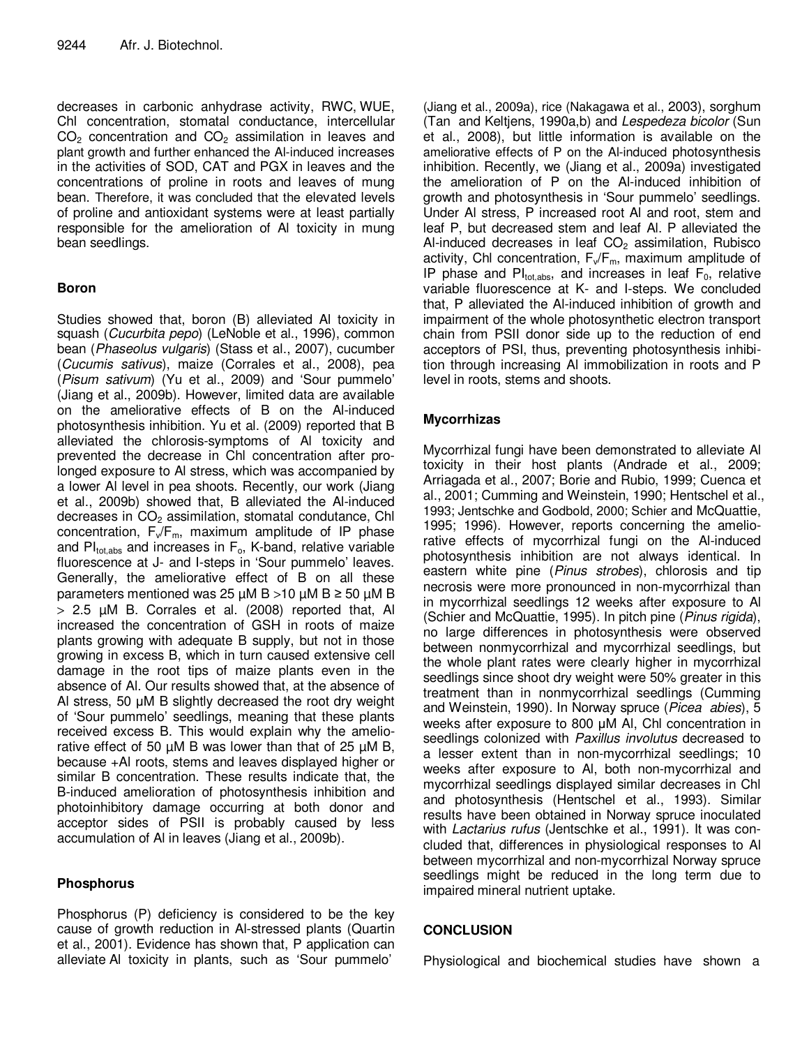decreases in carbonic anhydrase activity, RWC, WUE, Chl concentration, stomatal conductance, intercellular $CO_2$ concentration and $CO_2$ assimilation in leaves and plant growth and further enhanced the Al-induced increases in the activities of SOD, CAT and PGX in leaves and the concentrations of proline in roots and leaves of mung bean. Therefore, it was concluded that the elevated levels of proline and antioxidant systems were at least partially responsible for the amelioration of Al toxicity in mung bean seedlings.

## Boron

Studies showed that, boron (B) alleviated Al toxicity in squash (*Cucurbita pepo*) (LeNoble et al., 1996), common bean (*Phaseolus vulgaris*) (Stass et al., 2007), cucumber (*Cucumis sativus*), maize (Corrales et al., 2008), pea (*Pisum sativum*) (Yu et al., 2009) and 'Sour pummelo' (Jiang et al., 2009b). However, limited data are available on the ameliorative effects of B on the Al-induced photosynthesis inhibition. Yu et al. (2009) reported that B alleviated the chlorosis-symptoms of Al toxicity and prevented the decrease in Chl concentration after prolonged exposure to Al stress, which was accompanied by a lower Al level in pea shoots. Recently, our work (Jiang et al., 2009b) showed that, B alleviated the Al-induced decreases in $CO_2$ assimilation, stomatal condutance, Chl concentration, $F_v/F_m$, maximum amplitude of IP phase and $PI_{tot,abs}$ and increases in $F_o$, K-band, relative variable fluorescence at J- and I-steps in 'Sour pummelo' leaves. Generally, the ameliorative effect of B on all these parameters mentioned was 25 µM B >10 µM B ≥ 50 µM B > 2.5 µM B. Corrales et al. (2008) reported that, Al increased the concentration of GSH in roots of maize plants growing with adequate B supply, but not in those growing in excess B, which in turn caused extensive cell damage in the root tips of maize plants even in the absence of Al. Our results showed that, at the absence of Al stress, 50 µM B slightly decreased the root dry weight of 'Sour pummelo' seedlings, meaning that these plants received excess B. This would explain why the ameliorative effect of 50 µM B was lower than that of 25 µM B, because +Al roots, stems and leaves displayed higher or similar B concentration. These results indicate that, the B-induced amelioration of photosynthesis inhibition and photoinhibitory damage occurring at both donor and acceptor sides of PSII is probably caused by less accumulation of Al in leaves (Jiang et al., 2009b).

## Phosphorus

Phosphorus (P) deficiency is considered to be the key cause of growth reduction in Al-stressed plants (Quartin et al., 2001). Evidence has shown that, P application can alleviate Al toxicity in plants, such as 'Sour pummelo' (Jiang et al., 2009a), rice (Nakagawa et al., 2003), sorghum (Tan and Keltjens, 1990a,b) and *Lespedeza bicolor* (Sun et al., 2008), but little information is available on the ameliorative effects of P on the Al-induced photosynthesis inhibition. Recently, we (Jiang et al., 2009a) investigated the amelioration of P on the Al-induced inhibition of growth and photosynthesis in 'Sour pummelo' seedlings. Under Al stress, P increased root Al and root, stem and leaf P, but decreased stem and leaf Al. P alleviated the Al-induced decreases in leaf $CO_2$ assimilation, Rubisco activity, Chl concentration, $F_v/F_m$, maximum amplitude of IP phase and $PI_{tot,abs}$, and increases in leaf $F_0$, relative variable fluorescence at K- and I-steps. We concluded that, P alleviated the Al-induced inhibition of growth and impairment of the whole photosynthetic electron transport chain from PSII donor side up to the reduction of end acceptors of PSI, thus, preventing photosynthesis inhibition through increasing Al immobilization in roots and P level in roots, stems and shoots.

## Mycorrhizas

Mycorrhizal fungi have been demonstrated to alleviate Al toxicity in their host plants (Andrade et al., 2009; Arriagada et al., 2007; Borie and Rubio, 1999; Cuenca et al., 2001; Cumming and Weinstein, 1990; Hentschel et al., 1993; Jentschke and Godbold, 2000; Schier and McQuattie, 1995; 1996). However, reports concerning the ameliorative effects of mycorrhizal fungi on the Al-induced photosynthesis inhibition are not always identical. In eastern white pine (*Pinus strobes*), chlorosis and tip necrosis were more pronounced in non-mycorrhizal than in mycorrhizal seedlings 12 weeks after exposure to Al (Schier and McQuattie, 1995). In pitch pine (*Pinus rigida*), no large differences in photosynthesis were observed between nonmycorrhizal and mycorrhizal seedlings, but the whole plant rates were clearly higher in mycorrhizal seedlings since shoot dry weight were 50% greater in this treatment than in nonmycorrhizal seedlings (Cumming and Weinstein, 1990). In Norway spruce (*Picea abies*), 5 weeks after exposure to 800 µM Al, Chl concentration in seedlings colonized with *Paxillus involutus* decreased to a lesser extent than in non-mycorrhizal seedlings; 10 weeks after exposure to Al, both non-mycorrhizal and mycorrhizal seedlings displayed similar decreases in Chl and photosynthesis (Hentschel et al., 1993). Similar results have been obtained in Norway spruce inoculated with *Lactarius rufus* (Jentschke et al., 1991). It was concluded that, differences in physiological responses to Al between mycorrhizal and non-mycorrhizal Norway spruce seedlings might be reduced in the long term due to impaired mineral nutrient uptake.

## CONCLUSION

Physiological and biochemical studies have shown a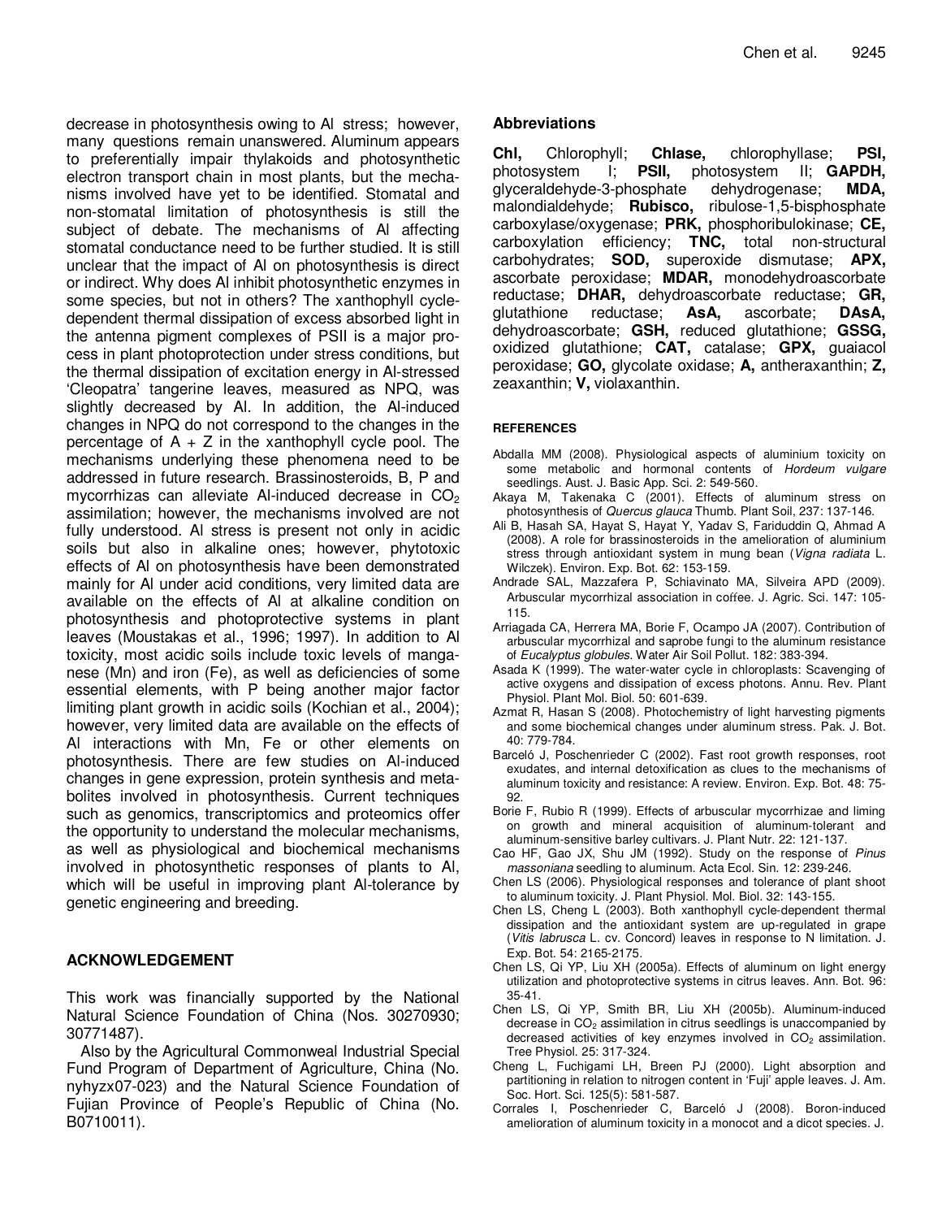decrease in photosynthesis owing to Al stress; however, many questions remain unanswered. Aluminum appears to preferentially impair thylakoids and photosynthetic electron transport chain in most plants, but the mechanisms involved have yet to be identified. Stomatal and non-stomatal limitation of photosynthesis is still the subject of debate. The mechanisms of Al affecting stomatal conductance need to be further studied. It is still unclear that the impact of Al on photosynthesis is direct or indirect. Why does Al inhibit photosynthetic enzymes in some species, but not in others? The xanthophyll cycle-dependent thermal dissipation of excess absorbed light in the antenna pigment complexes of PSII is a major process in plant photoprotection under stress conditions, but the thermal dissipation of excitation energy in Al-stressed 'Cleopatra' tangerine leaves, measured as NPQ, was slightly decreased by Al. In addition, the Al-induced changes in NPQ do not correspond to the changes in the percentage of A + Z in the xanthophyll cycle pool. The mechanisms underlying these phenomena need to be addressed in future research. Brassinosteroids, B, P and mycorrhizas can alleviate Al-induced decrease in $CO_2$ assimilation; however, the mechanisms involved are not fully understood. Al stress is present not only in acidic soils but also in alkaline ones; however, phytotoxic effects of Al on photosynthesis have been demonstrated mainly for Al under acid conditions, very limited data are available on the effects of Al at alkaline condition on photosynthesis and photoprotective systems in plant leaves (Moustakas et al., 1996; 1997). In addition to Al toxicity, most acidic soils include toxic levels of manganese (Mn) and iron (Fe), as well as deficiencies of some essential elements, with P being another major factor limiting plant growth in acidic soils (Kochian et al., 2004); however, very limited data are available on the effects of Al interactions with Mn, Fe or other elements on photosynthesis. There are few studies on Al-induced changes in gene expression, protein synthesis and metabolites involved in photosynthesis. Current techniques such as genomics, transcriptomics and proteomics offer the opportunity to understand the molecular mechanisms, as well as physiological and biochemical mechanisms involved in photosynthetic responses of plants to Al, which will be useful in improving plant Al-tolerance by genetic engineering and breeding.

## ACKNOWLEDGEMENT

This work was financially supported by the National Natural Science Foundation of China (Nos. 30270930; 30771487).

Also by the Agricultural Commonweal Industrial Special Fund Program of Department of Agriculture, China (No. nyhyzx07-023) and the Natural Science Foundation of Fujian Province of People's Republic of China (No. B0710011).

## Abbreviations

**Chl,** Chlorophyll; **Chlase,** chlorophyllase; **PSI,** photosystem I; **PSII,** photosystem II; **GAPDH,** glyceraldehyde-3-phosphate dehydrogenase; **MDA,** malondialdehyde; **Rubisco,** ribulose-1,5-bisphosphate carboxylase/oxygenase; **PRK,** phosphoribulokinase; **CE,** carboxylation efficiency; **TNC,** total non-structural carbohydrates; **SOD,** superoxide dismutase; **APX,** ascorbate peroxidase; **MDAR,** monodehydroascorbate reductase; **DHAR,** dehydroascorbate reductase; **GR,** glutathione reductase; **AsA,** ascorbate; **DAsA,** dehydroascorbate; **GSH,** reduced glutathione; **GSSG,** oxidized glutathione; **CAT,** catalase; **GPX,** guaiacol peroxidase; **GO,** glycolate oxidase; **A,** antheraxanthin; **Z,** zeaxanthin; **V,** violaxanthin.

## REFERENCES

Abdalla MM (2008). Physiological aspects of aluminium toxicity on some metabolic and hormonal contents of *Hordeum vulgare* seedlings. Aust. J. Basic App. Sci. 2: 549-560.

Akaya M, Takenaka C (2001). Effects of aluminum stress on photosynthesis of *Quercus glauca* Thumb. Plant Soil, 237: 137-146.

Ali B, Hasah SA, Hasan SA, Hayat S, Hayat Y, Yadav S, Fariduddin Q, Ahmad A (2008). A role for brassinosteroids in the amelioration of aluminium stress through antioxidant system in mung bean (*Vigna radiata* L. Wilczek). Environ. Exp. Bot. 62: 153-159.

Andrade SAL, Mazzafera P, Schiavinato MA, Silveira APD (2009). Arbuscular mycorrhizal association in coffee. J. Agric. Sci. 147: 105-115.

Arriagada CA, Herrera MA, Borie F, Ocampo JA (2007). Contribution of arbuscular mycorrhizal and saprobe fungi to the aluminum resistance of *Eucalyptus globules*. Water Air Soil Pollut. 182: 383-394.

Asada K (1999). The water-water cycle in chloroplasts: Scavenging of active oxygens and dissipation of excess photons. Annu. Rev. Plant Physiol. Plant Mol. Biol. 50: 601-639.

Azmat R, Hasan S (2008). Photochemistry of light harvesting pigments and some biochemical changes under aluminum stress. Pak. J. Bot. 40: 779-784.

Barceló J, Poschenrieder C (2002). Fast root growth responses, root exudates, and internal detoxification as clues to the mechanisms of aluminum toxicity and resistance: A review. Environ. Exp. Bot. 48: 75-92.

Borie F, Rubio R (1999). Effects of arbuscular mycorrhizae and liming on growth and mineral acquisition of aluminum-tolerant and aluminum-sensitive barley cultivars. J. Plant Nutr. 22: 121-137.

Cao HF, Gao JX, Shu JM (1992). Study on the response of *Pinus massoniana* seedling to aluminum. Acta Ecol. Sin. 12: 239-246.

Chen LS (2006). Physiological responses and tolerance of plant shoot to aluminum toxicity. J. Plant Physiol. Mol. Biol. 32: 143-155.

Chen LS, Cheng L (2003). Both xanthophyll cycle-dependent thermal dissipation and the antioxidant system are up-regulated in grape (*Vitis labrusca* L. cv. Concord) leaves in response to N limitation. J. Exp. Bot. 54: 2165-2175.

Chen LS, Qi YP, Liu XH (2005a). Effects of aluminum on light energy utilization and photoprotective systems in citrus leaves. Ann. Bot. 96: 35-41.

Chen LS, Qi YP, Smith BR, Liu XH (2005b). Aluminum-induced decrease in $CO_2$ assimilation in citrus seedlings is unaccompanied by decreased activities of key enzymes involved in $CO_2$ assimilation. Tree Physiol. 25: 317-324.

Cheng L, Fuchigami LH, Breen PJ (2000). Light absorption and partitioning in relation to nitrogen content in 'Fuji' apple leaves. J. Am. Soc. Hort. Sci. 125(5): 581-587.

Corrales I, Poschenrieder C, Barceló J (2008). Boron-induced amelioration of aluminum toxicity in a monocot and a dicot species. J.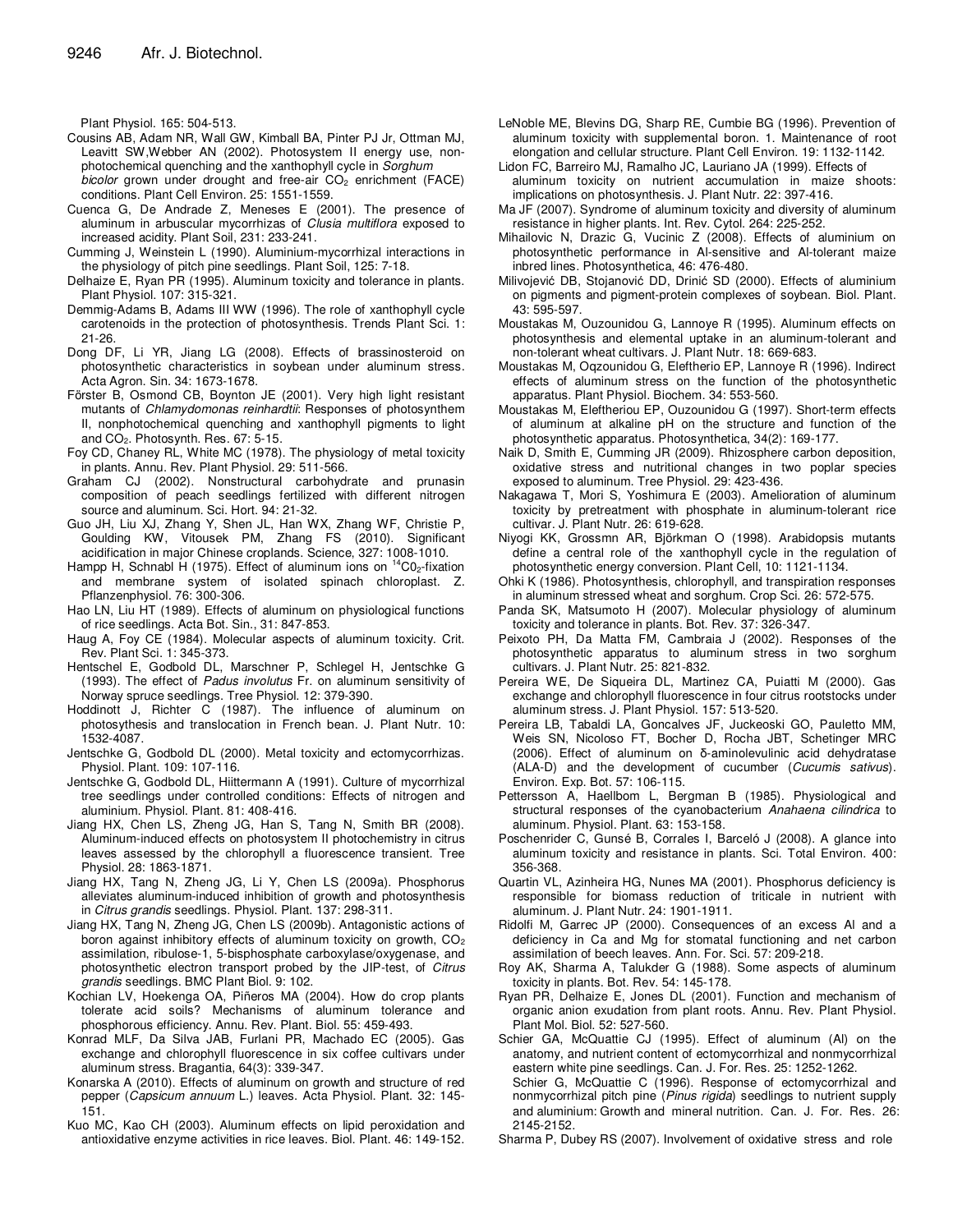Plant Physiol. 165: 504-513.

Cousins AB, Adam NR, Wall GW, Kimball BA, Pinter PJ Jr, Ottman MJ, Leavitt SW,Webber AN (2002). Photosystem II energy use, non-photochemical quenching and the xanthophyll cycle in *Sorghum bicolor* grown under drought and free-air $CO_2$ enrichment (FACE) conditions. Plant Cell Environ. 25: 1551-1559.

Cuenca G, De Andrade Z, Meneses E (2001). The presence of aluminum in arbuscular mycorrhizas of *Clusia multiflora* exposed to increased acidity. Plant Soil, 231: 233-241.

Cumming J, Weinstein L (1990). Aluminium-mycorrhizal interactions in the physiology of pitch pine seedlings. Plant Soil, 125: 7-18.

Delhaize E, Ryan PR (1995). Aluminum toxicity and tolerance in plants. Plant Physiol. 107: 315-321.

Demmig-Adams B, Adams III WW (1996). The role of xanthophyll cycle carotenoids in the protection of photosynthesis. Trends Plant Sci. 1: 21-26.

Dong DF, Li YR, Jiang LG (2008). Effects of brassinosteroid on photosynthetic characteristics in soybean under aluminum stress. Acta Agron. Sin. 34: 1673-1678.

Förster B, Osmond CB, Boynton JE (2001). Very high light resistant mutants of *Chlamydomonas reinhardtii*: Responses of photosynthem II, nonphotochemical quenching and xanthophyll pigments to light and $CO_2$. Photosynth. Res. 67: 5-15.

Foy CD, Chaney RL, White MC (1978). The physiology of metal toxicity in plants. Annu. Rev. Plant Physiol. 29: 511-566.

Graham CJ (2002). Nonstructural carbohydrate and prunasin composition of peach seedlings fertilized with different nitrogen source and aluminum. Sci. Hort. 94: 21-32.

Guo JH, Liu XJ, Zhang Y, Shen JL, Han WX, Zhang WF, Christie P, Goulding KW, Vitousek PM, Zhang FS (2010). Significant acidification in major Chinese croplands. Science, 327: 1008-1010.

Hampp H, Schnabl H (1975). Effect of aluminum ions on $^{14}CO_2$-fixation and membrane system of isolated spinach chloroplast. Z. Pflanzenphysiol. 76: 300-306.

Hao LN, Liu HT (1989). Effects of aluminum on physiological functions of rice seedlings. Acta Bot. Sin., 31: 847-853.

Haug A, Foy CE (1984). Molecular aspects of aluminum toxicity. Crit. Rev. Plant Sci. 1: 345-373.

Hentschel E, Godbold DL, Marschner P, Schlegel H, Jentschke G (1993). The effect of *Padus involutus* Fr. on aluminum sensitivity of Norway spruce seedlings. Tree Physiol. 12: 379-390.

Hoddinott J, Richter C (1987). The influence of aluminum on photosythesis and translocation in French bean. J. Plant Nutr. 10: 1532-4087.

Jentschke G, Godbold DL (2000). Metal toxicity and ectomycorrhizas. Physiol. Plant. 109: 107-116.

Jentschke G, Godbold DL, Hiittermann A (1991). Culture of mycorrhizal tree seedlings under controlled conditions: Effects of nitrogen and aluminium. Physiol. Plant. 81: 408-416.

Jiang HX, Chen LS, Zheng JG, Han S, Tang N, Smith BR (2008). Aluminum-induced effects on photosystem II photochemistry in citrus leaves assessed by the chlorophyll a fluorescence transient. Tree Physiol. 28: 1863-1871.

Jiang HX, Tang N, Zheng JG, Li Y, Chen LS (2009a). Phosphorus alleviates aluminum-induced inhibition of growth and photosynthesis in *Citrus grandis* seedlings. Physiol. Plant. 137: 298-311.

Jiang HX, Tang N, Zheng JG, Chen LS (2009b). Antagonistic actions of boron against inhibitory effects of aluminum toxicity on growth, $CO_2$ assimilation, ribulose-1, 5-bisphosphate carboxylase/oxygenase, and photosynthetic electron transport probed by the JIP-test, of *Citrus grandis* seedlings. BMC Plant Biol. 9: 102.

Kochian LV, Hoekenga OA, Piñeros MA (2004). How do crop plants tolerate acid soils? Mechanisms of aluminum tolerance and phosphorous efficiency. Annu. Rev. Plant. Biol. 55: 459-493.

Konrad MLF, Da Silva JAB, Furlani PR, Machado EC (2005). Gas exchange and chlorophyll fluorescence in six coffee cultivars under aluminum stress. Bragantia, 64(3): 339-347.

Konarska A (2010). Effects of aluminum on growth and structure of red pepper (*Capsicum annuum* L.) leaves. Acta Physiol. Plant. 32: 145-151.

Kuo MC, Kao CH (2003). Aluminum effects on lipid peroxidation and antioxidative enzyme activities in rice leaves. Biol. Plant. 46: 149-152.

LeNoble ME, Blevins DG, Sharp RE, Cumbie BG (1996). Prevention of aluminum toxicity with supplemental boron. 1. Maintenance of root elongation and cellular structure. Plant Cell Environ. 19: 1132-1142.

Lidon FC, Barreiro MJ, Ramalho JC, Lauriano JA (1999). Effects of aluminum toxicity on nutrient accumulation in maize shoots: implications on photosynthesis. J. Plant Nutr. 22: 397-416.

Ma JF (2007). Syndrome of aluminum toxicity and diversity of aluminum resistance in higher plants. Int. Rev. Cytol. 264: 225-252.

Mihailovic N, Drazic G, Vucinic Z (2008). Effects of aluminium on photosynthetic performance in Al-sensitive and Al-tolerant maize inbred lines. Photosynthetica, 46: 476-480.

Milivojević DB, Stojanović DD, Drinić SD (2000). Effects of aluminium on pigments and pigment-protein complexes of soybean. Biol. Plant. 43: 595-597.

Moustakas M, Ouzounidou G, Lannoye R (1995). Aluminum effects on photosynthesis and elemental uptake in an aluminum-tolerant and non-tolerant wheat cultivars. J. Plant Nutr. 18: 669-683.

Moustakas M, Oqzounidou G, Eleftherio EP, Lannoye R (1996). Indirect effects of aluminum stress on the function of the photosynthetic apparatus. Plant Physiol. Biochem. 34: 553-560.

Moustakas M, Eleftheriou EP, Ouzounidou G (1997). Short-term effects of aluminum at alkaline pH on the structure and function of the photosynthetic apparatus. Photosynthetica, 34(2): 169-177.

Naik D, Smith E, Cumming JR (2009). Rhizosphere carbon deposition, oxidative stress and nutritional changes in two poplar species exposed to aluminum. Tree Physiol. 29: 423-436.

Nakagawa T, Mori S, Yoshimura E (2003). Amelioration of aluminum toxicity by pretreatment with phosphate in aluminum-tolerant rice cultivar. J. Plant Nutr. 26: 619-628.

Niyogi KK, Grossmn AR, Björkman O (1998). Arabidopsis mutants define a central role of the xanthophyll cycle in the regulation of photosynthetic energy conversion. Plant Cell, 10: 1121-1134.

Ohki K (1986). Photosynthesis, chlorophyll, and transpiration responses in aluminum stressed wheat and sorghum. Crop Sci. 26: 572-575.

Panda SK, Matsumoto H (2007). Molecular physiology of aluminum toxicity and tolerance in plants. Bot. Rev. 37: 326-347.

Peixoto PH, Da Matta FM, Cambraia J (2002). Responses of the photosynthetic apparatus to aluminum stress in two sorghum cultivars. J. Plant Nutr. 25: 821-832.

Pereira WE, De Siqueira DL, Martinez CA, Puiatti M (2000). Gas exchange and chlorophyll fluorescence in four citrus rootstocks under aluminum stress. J. Plant Physiol. 157: 513-520.

Pereira LB, Tabaldi LA, Goncalves JF, Juckeoski GO, Pauletto MM, Weis SN, Nicoloso FT, Bocher D, Rocha JBT, Schetinger MRC (2006). Effect of aluminum on δ-aminolevulinic acid dehydratase (ALA-D) and the development of cucumber (*Cucumis sativus*). Environ. Exp. Bot. 57: 106-115.

Pettersson A, Haellbom L, Bergman B (1985). Physiological and structural responses of the cyanobacterium *Anahaena cilindrica* to aluminum. Physiol. Plant. 63: 153-158.

Poschenrider C, Gunsé B, Corrales I, Barceló J (2008). A glance into aluminum toxicity and resistance in plants. Sci. Total Environ. 400: 356-368.

Quartin VL, Azinheira HG, Nunes MA (2001). Phosphorus deficiency is responsible for biomass reduction of triticale in nutrient with aluminum. J. Plant Nutr. 24: 1901-1911.

Ridolfi M, Garrec JP (2000). Consequences of an excess Al and a deficiency in Ca and Mg for stomatal functioning and net carbon assimilation of beech leaves. Ann. For. Sci. 57: 209-218.

Roy AK, Sharma A, Talukder G (1988). Some aspects of aluminum toxicity in plants. Bot. Rev. 54: 145-178.

Ryan PR, Delhaize E, Jones DL (2001). Function and mechanism of organic anion exudation from plant roots. Annu. Rev. Plant Physiol. Plant Mol. Biol. 52: 527-560.

Schier GA, McQuattie CJ (1995). Effect of aluminum (Al) on the anatomy, and nutrient content of ectomycorrhizal and nonmycorrhizal eastern white pine seedlings. Can. J. For. Res. 25: 1252-1262.

Schier G, McQuattie C (1996). Response of ectomycorrhizal and nonmycorrhizal pitch pine (*Pinus rigida*) seedlings to nutrient supply and aluminium: Growth and mineral nutrition. Can. J. For. Res. 26: 2145-2152.

Sharma P, Dubey RS (2007). Involvement of oxidative stress and role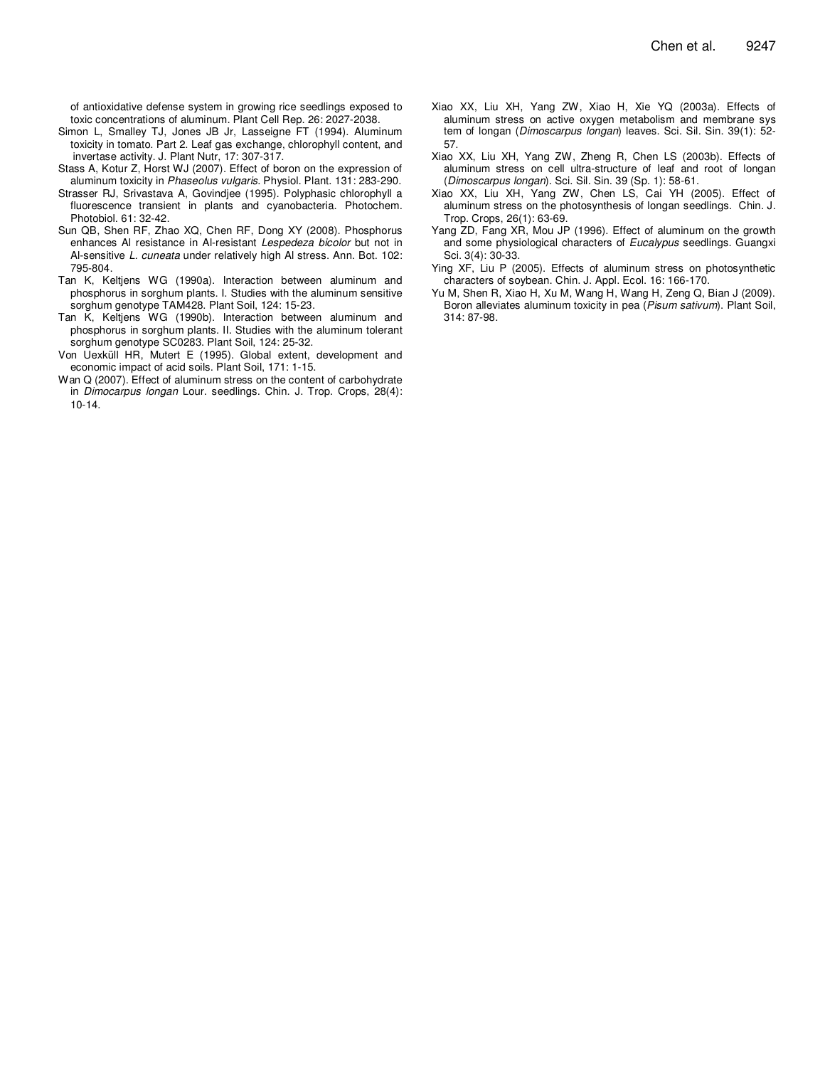of antioxidative defense system in growing rice seedlings exposed to toxic concentrations of aluminum. Plant Cell Rep. 26: 2027-2038.

Simon L, Smalley TJ, Jones JB Jr, Lasseigne FT (1994). Aluminum toxicity in tomato. Part 2. Leaf gas exchange, chlorophyll content, and invertase activity. J. Plant Nutr, 17: 307-317.

Stass A, Kotur Z, Horst WJ (2007). Effect of boron on the expression of aluminum toxicity in *Phaseolus vulgaris.* Physiol. Plant. 131: 283-290.

Strasser RJ, Srivastava A, Govindjee (1995). Polyphasic chlorophyll a fluorescence transient in plants and cyanobacteria. Photochem. Photobiol. 61: 32-42.

Sun QB, Shen RF, Zhao XQ, Chen RF, Dong XY (2008). Phosphorus enhances Al resistance in Al-resistant *Lespedeza bicolor* but not in Al-sensitive *L. cuneata* under relatively high Al stress. Ann. Bot. 102: 795-804.

Tan K, Keltjens WG (1990a). Interaction between aluminum and phosphorus in sorghum plants. I. Studies with the aluminum sensitive sorghum genotype TAM428. Plant Soil, 124: 15-23.

Tan K, Keltjens WG (1990b). Interaction between aluminum and phosphorus in sorghum plants. II. Studies with the aluminum tolerant sorghum genotype SC0283. Plant Soil, 124: 25-32.

Von Uexküll HR, Mutert E (1995). Global extent, development and economic impact of acid soils. Plant Soil, 171: 1-15.

Wan Q (2007). Effect of aluminum stress on the content of carbohydrate in *Dimocarpus longan* Lour. seedlings. Chin. J. Trop. Crops, 28(4): 10-14.

Xiao XX, Liu XH, Yang ZW, Xiao H, Xie YQ (2003a). Effects of aluminum stress on active oxygen metabolism and membrane sys tem of longan (*Dimoscarpus longan*) leaves. Sci. Sil. Sin. 39(1): 52-57.

Xiao XX, Liu XH, Yang ZW, Zheng R, Chen LS (2003b). Effects of aluminum stress on cell ultra-structure of leaf and root of longan (*Dimoscarpus longan*). Sci. Sil. Sin. 39 (Sp. 1): 58-61.

Xiao XX, Liu XH, Yang ZW, Chen LS, Cai YH (2005). Effect of aluminum stress on the photosynthesis of longan seedlings. Chin. J. Trop. Crops, 26(1): 63-69.

Yang ZD, Fang XR, Mou JP (1996). Effect of aluminum on the growth and some physiological characters of *Eucalypus* seedlings. Guangxi Sci. 3(4): 30-33.

Ying XF, Liu P (2005). Effects of aluminum stress on photosynthetic characters of soybean. Chin. J. Appl. Ecol. 16: 166-170.

Yu M, Shen R, Xiao H, Xu M, Wang H, Wang H, Zeng Q, Bian J (2009). Boron alleviates aluminum toxicity in pea (*Pisum sativum*). Plant Soil, 314: 87-98.